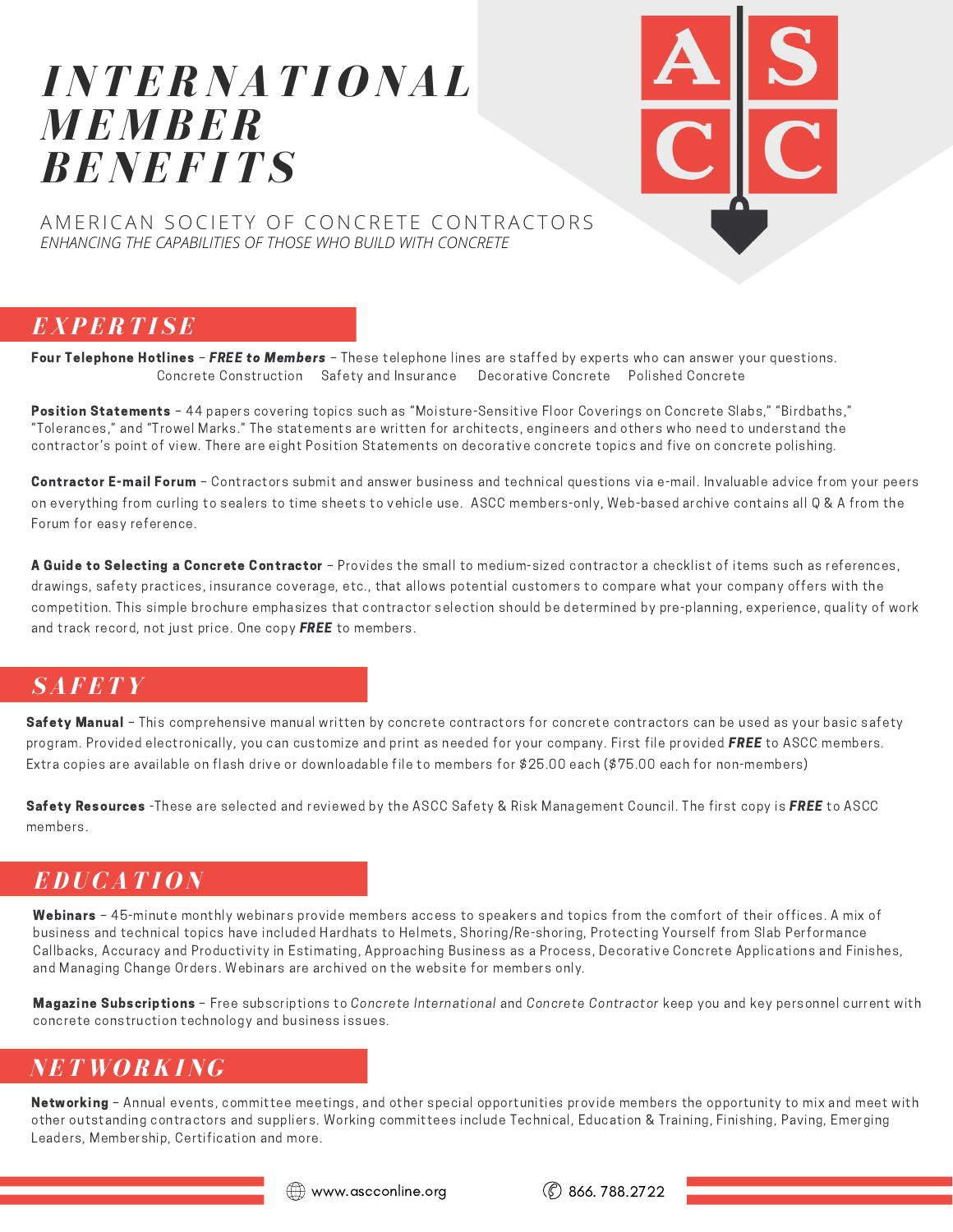# INTERNATIONAL MEMBER BENEFITS

AMERICAN SOCIETY OF CONCRETE CONTRACTORS

*ENHANCING THE CAPABILITIES OF THOSE WHO BUILD WITH CONCRETE*

## EXPERTISE

**Four Telephone Hotlines** – ***FREE to Members*** – These telephone lines are staffed by experts who can answer your questions.

Concrete Construction    Safety and Insurance    Decorative Concrete    Polished Concrete

**Position Statements** – 44 papers covering topics such as "Moisture-Sensitive Floor Coverings on Concrete Slabs," "Birdbaths," "Tolerances," and "Trowel Marks." The statements are written for architects, engineers and others who need to understand the contractor's point of view. There are eight Position Statements on decorative concrete topics and five on concrete polishing.

**Contractor E-mail Forum** – Contractors submit and answer business and technical questions via e-mail. Invaluable advice from your peers on everything from curling to sealers to time sheets to vehicle use. ASCC members-only, Web-based archive contains all Q & A from the Forum for easy reference.

**A Guide to Selecting a Concrete Contractor** – Provides the small to medium-sized contractor a checklist of items such as references, drawings, safety practices, insurance coverage, etc., that allows potential customers to compare what your company offers with the competition. This simple brochure emphasizes that contractor selection should be determined by pre-planning, experience, quality of work and track record, not just price. One copy ***FREE*** to members.

## SAFETY

**Safety Manual** – This comprehensive manual written by concrete contractors for concrete contractors can be used as your basic safety program. Provided electronically, you can customize and print as needed for your company. First file provided ***FREE*** to ASCC members. Extra copies are available on flash drive or downloadable file to members for $25.00 each ($75.00 each for non-members)

**Safety Resources** -These are selected and reviewed by the ASCC Safety & Risk Management Council. The first copy is ***FREE*** to ASCC members.

## EDUCATION

**Webinars** – 45-minute monthly webinars provide members access to speakers and topics from the comfort of their offices. A mix of business and technical topics have included Hardhats to Helmets, Shoring/Re-shoring, Protecting Yourself from Slab Performance Callbacks, Accuracy and Productivity in Estimating, Approaching Business as a Process, Decorative Concrete Applications and Finishes, and Managing Change Orders. Webinars are archived on the website for members only.

**Magazine Subscriptions** – Free subscriptions to *Concrete International* and *Concrete Contractor* keep you and key personnel current with concrete construction technology and business issues.

## NETWORKING

**Networking** – Annual events, committee meetings, and other special opportunities provide members the opportunity to mix and meet with other outstanding contractors and suppliers. Working committees include Technical, Education & Training, Finishing, Paving, Emerging Leaders, Membership, Certification and more.

www.ascconline.org    866. 788.2722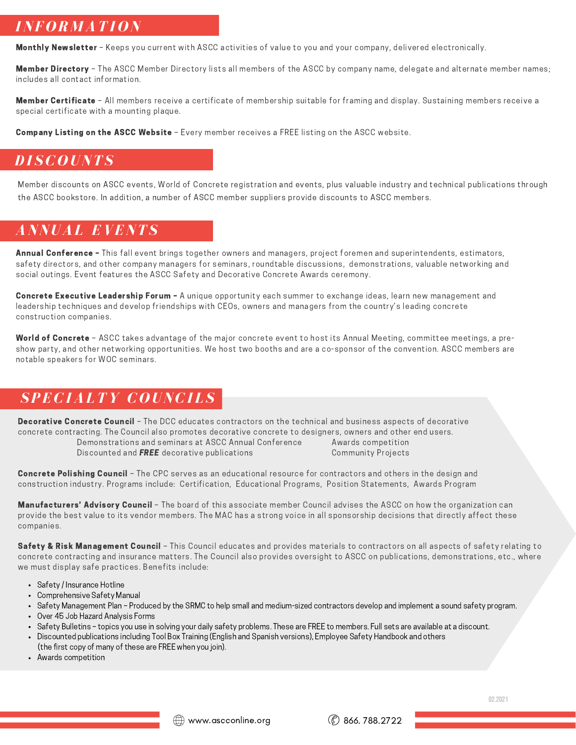## INFORMATION

**Monthly Newsletter** – Keeps you current with ASCC activities of value to you and your company, delivered electronically.

**Member Directory** – The ASCC Member Directory lists all members of the ASCC by company name, delegate and alternate member names; includes all contact information.

**Member Certificate** – All members receive a certificate of membership suitable for framing and display. Sustaining members receive a special certificate with a mounting plaque.

**Company Listing on the ASCC Website** – Every member receives a FREE listing on the ASCC website.

## DISCOUNTS

Member discounts on ASCC events, World of Concrete registration and events, plus valuable industry and technical publications through the ASCC bookstore. In addition, a number of ASCC member suppliers provide discounts to ASCC members.

## ANNUAL EVENTS

**Annual Conference –** This fall event brings together owners and managers, project foremen and superintendents, estimators, safety directors, and other company managers for seminars, roundtable discussions, demonstrations, valuable networking and social outings. Event features the ASCC Safety and Decorative Concrete Awards ceremony.

**Concrete Executive Leadership Forum –** A unique opportunity each summer to exchange ideas, learn new management and leadership techniques and develop friendships with CEOs, owners and managers from the country's leading concrete construction companies.

**World of Concrete** – ASCC takes advantage of the major concrete event to host its Annual Meeting, committee meetings, a pre-show party, and other networking opportunities. We host two booths and are a co-sponsor of the convention. ASCC members are notable speakers for WOC seminars.

## SPECIALTY COUNCILS

**Decorative Concrete Council** – The DCC educates contractors on the technical and business aspects of decorative concrete contracting. The Council also promotes decorative concrete to designers, owners and other end users.

- Demonstrations and seminars at ASCC Annual Conference
- Awards competition
- Discounted and ***FREE*** decorative publications
- Community Projects

**Concrete Polishing Council** – The CPC serves as an educational resource for contractors and others in the design and construction industry. Programs include: Certification, Educational Programs, Position Statements, Awards Program

**Manufacturers' Advisory Council** – The board of this associate member Council advises the ASCC on how the organization can provide the best value to its vendor members. The MAC has a strong voice in all sponsorship decisions that directly affect these companies.

**Safety & Risk Management Council** – This Council educates and provides materials to contractors on all aspects of safety relating to concrete contracting and insurance matters. The Council also provides oversight to ASCC on publications, demonstrations, etc., where we must display safe practices. Benefits include:

- Safety / Insurance Hotline
- Comprehensive Safety Manual
- Safety Management Plan – Produced by the SRMC to help small and medium-sized contractors develop and implement a sound safety program.
- Over 45 Job Hazard Analysis Forms
- Safety Bulletins – topics you use in solving your daily safety problems. These are FREE to members. Full sets are available at a discount.
- Discounted publications including Tool Box Training (English and Spanish versions), Employee Safety Handbook and others (the first copy of many of these are FREE when you join).
- Awards competition

02.2021

www.ascconline.org

866. 788.2722